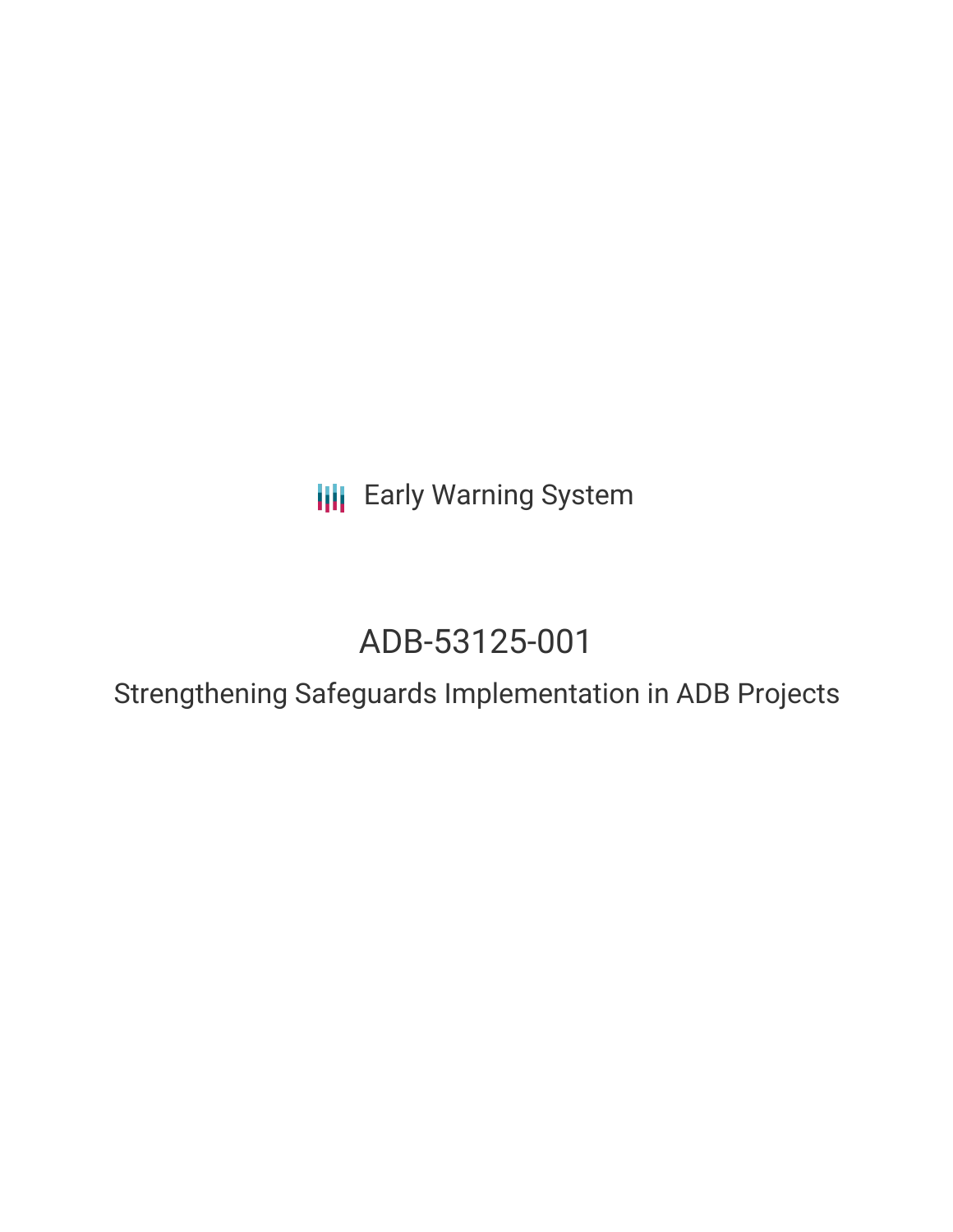Early Warning System

# ADB-53125-001

## Strengthening Safeguards Implementation in ADB Projects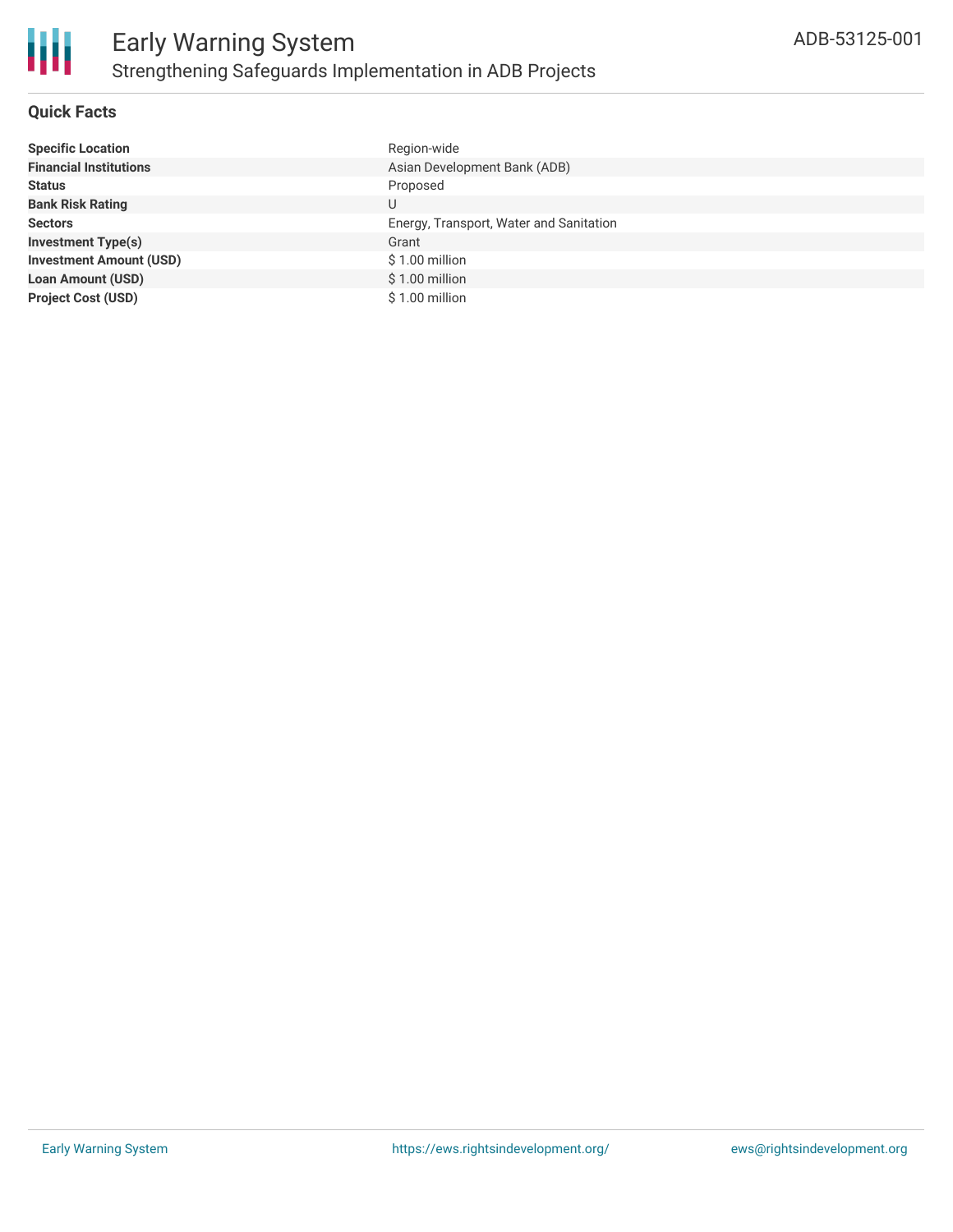## Quick Facts

| | |
|---|---|
| **Specific Location** | Region-wide |
| **Financial Institutions** | Asian Development Bank (ADB) |
| **Status** | Proposed |
| **Bank Risk Rating** | U |
| **Sectors** | Energy, Transport, Water and Sanitation |
| **Investment Type(s)** | Grant |
| **Investment Amount (USD)** | $ 1.00 million |
| **Loan Amount (USD)** | $ 1.00 million |
| **Project Cost (USD)** | $ 1.00 million |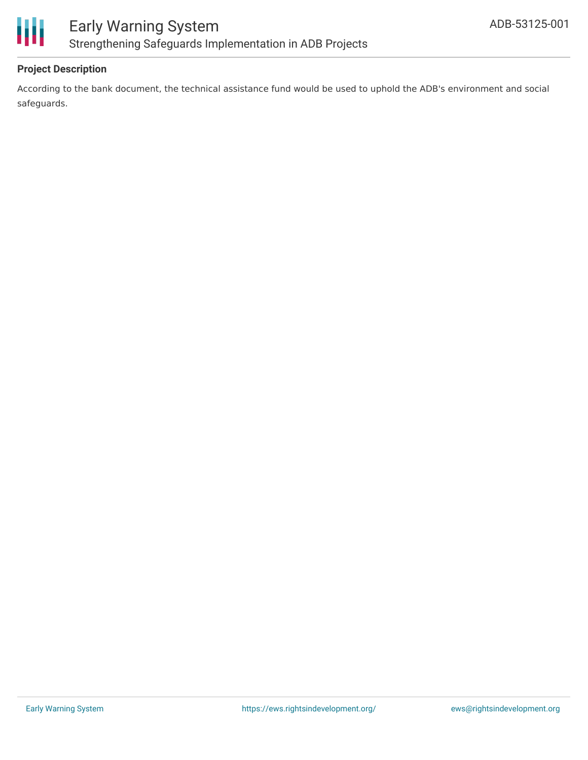## Project Description

According to the bank document, the technical assistance fund would be used to uphold the ADB's environment and social safeguards.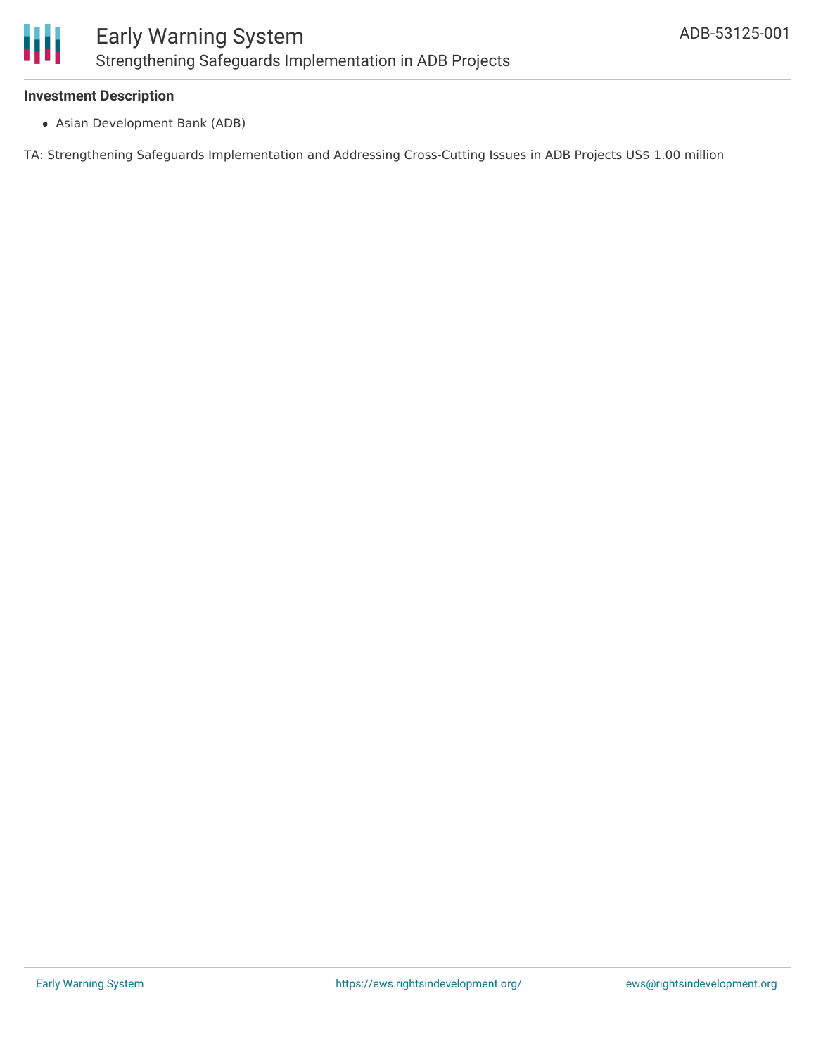### Investment Description

- Asian Development Bank (ADB)

TA: Strengthening Safeguards Implementation and Addressing Cross-Cutting Issues in ADB Projects US$ 1.00 million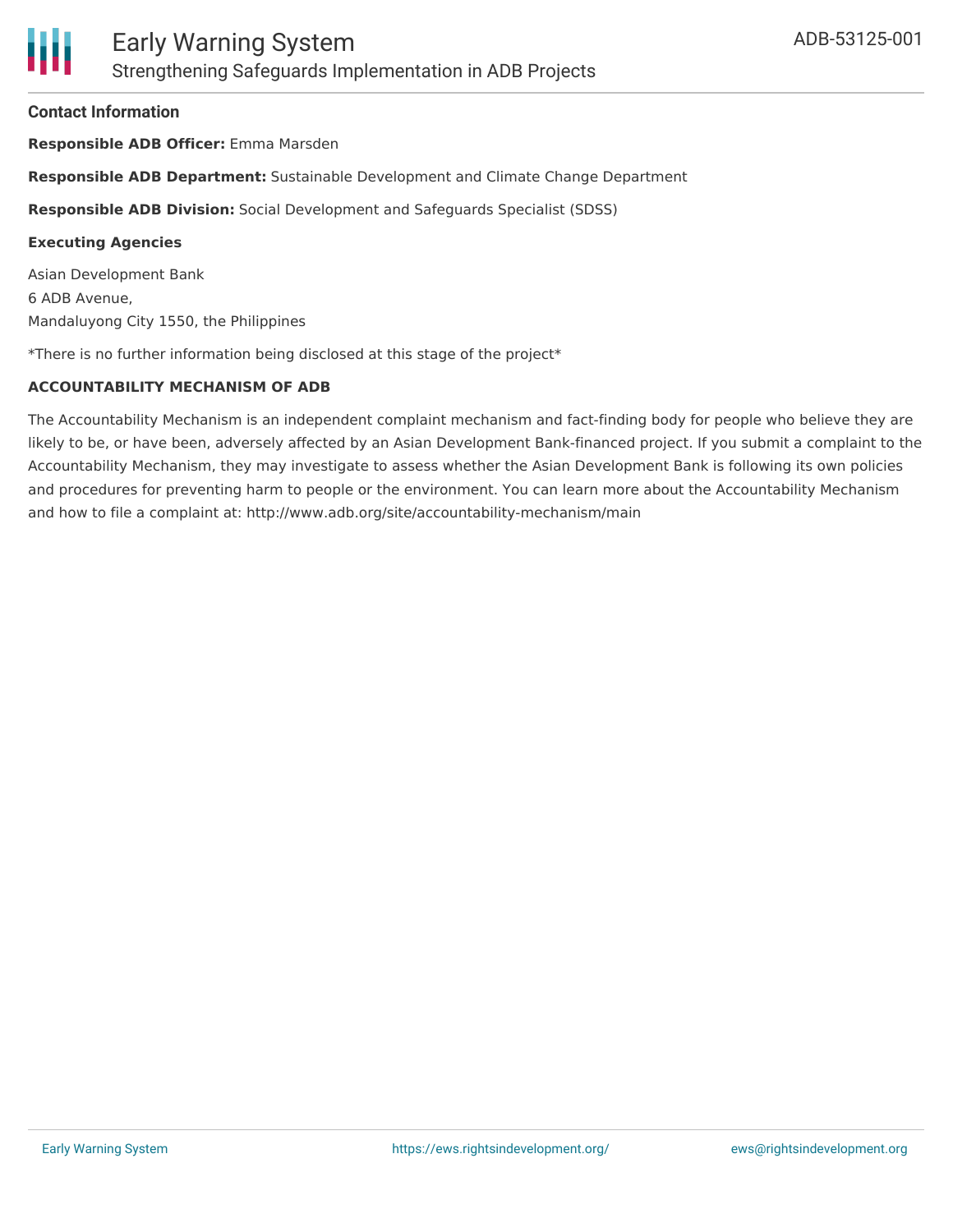#### Contact Information

**Responsible ADB Officer:** Emma Marsden

**Responsible ADB Department:** Sustainable Development and Climate Change Department

**Responsible ADB Division:** Social Development and Safeguards Specialist (SDSS)

**Executing Agencies**

Asian Development Bank
6 ADB Avenue,
Mandaluyong City 1550, the Philippines

*There is no further information being disclosed at this stage of the project*

**ACCOUNTABILITY MECHANISM OF ADB**

The Accountability Mechanism is an independent complaint mechanism and fact-finding body for people who believe they are likely to be, or have been, adversely affected by an Asian Development Bank-financed project. If you submit a complaint to the Accountability Mechanism, they may investigate to assess whether the Asian Development Bank is following its own policies and procedures for preventing harm to people or the environment. You can learn more about the Accountability Mechanism and how to file a complaint at: http://www.adb.org/site/accountability-mechanism/main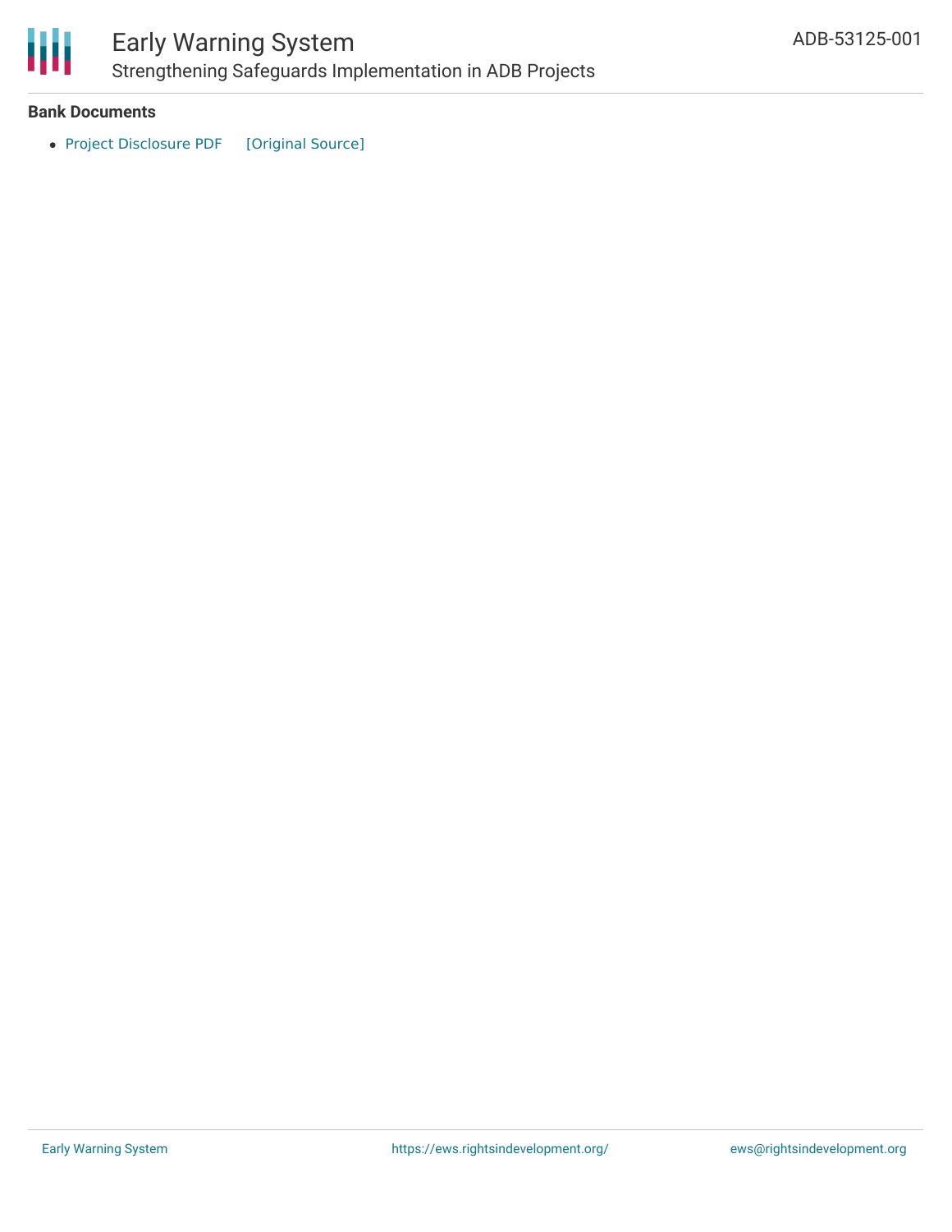**Bank Documents**

- Project Disclosure PDF [Original Source]